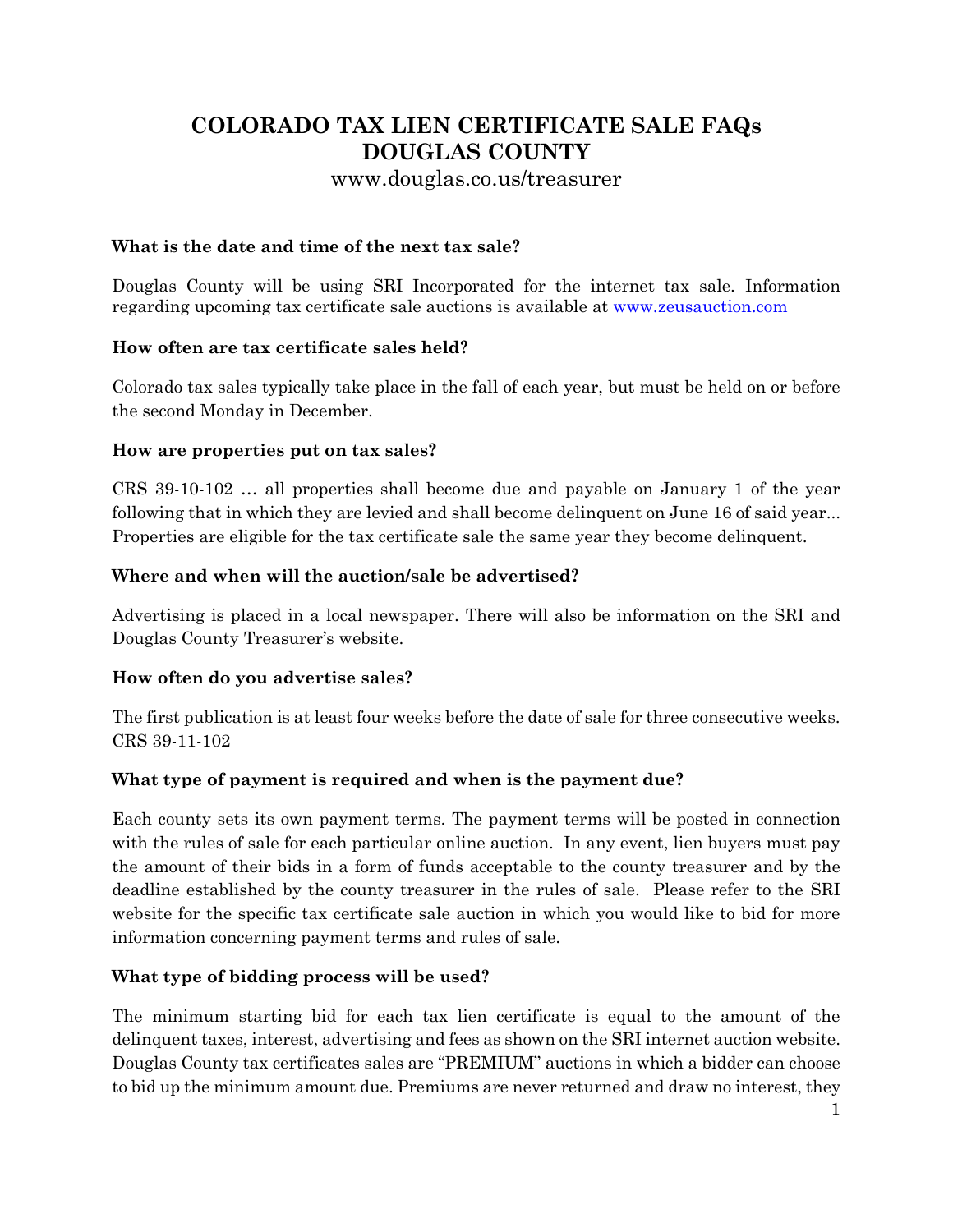# COLORADO TAX LIEN CERTIFICATE SALE FAQs
# DOUGLAS COUNTY

www.douglas.co.us/treasurer

**What is the date and time of the next tax sale?**

Douglas County will be using SRI Incorporated for the internet tax sale. Information regarding upcoming tax certificate sale auctions is available at www.zeusauction.com

**How often are tax certificate sales held?**

Colorado tax sales typically take place in the fall of each year, but must be held on or before the second Monday in December.

**How are properties put on tax sales?**

CRS 39-10-102 … all properties shall become due and payable on January 1 of the year following that in which they are levied and shall become delinquent on June 16 of said year... Properties are eligible for the tax certificate sale the same year they become delinquent.

**Where and when will the auction/sale be advertised?**

Advertising is placed in a local newspaper. There will also be information on the SRI and Douglas County Treasurer's website.

**How often do you advertise sales?**

The first publication is at least four weeks before the date of sale for three consecutive weeks. CRS 39-11-102

**What type of payment is required and when is the payment due?**

Each county sets its own payment terms. The payment terms will be posted in connection with the rules of sale for each particular online auction. In any event, lien buyers must pay the amount of their bids in a form of funds acceptable to the county treasurer and by the deadline established by the county treasurer in the rules of sale. Please refer to the SRI website for the specific tax certificate sale auction in which you would like to bid for more information concerning payment terms and rules of sale.

**What type of bidding process will be used?**

The minimum starting bid for each tax lien certificate is equal to the amount of the delinquent taxes, interest, advertising and fees as shown on the SRI internet auction website. Douglas County tax certificates sales are "PREMIUM" auctions in which a bidder can choose to bid up the minimum amount due. Premiums are never returned and draw no interest, they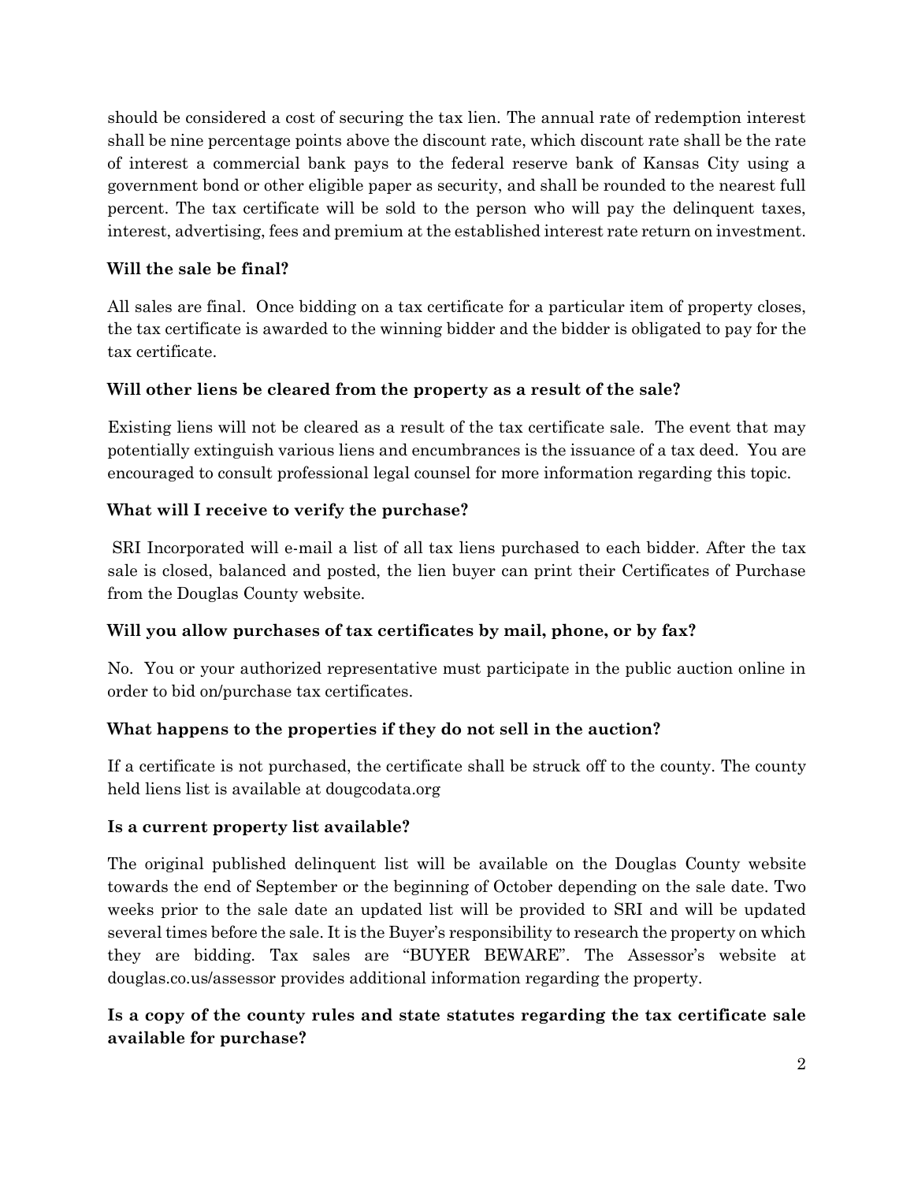should be considered a cost of securing the tax lien. The annual rate of redemption interest shall be nine percentage points above the discount rate, which discount rate shall be the rate of interest a commercial bank pays to the federal reserve bank of Kansas City using a government bond or other eligible paper as security, and shall be rounded to the nearest full percent. The tax certificate will be sold to the person who will pay the delinquent taxes, interest, advertising, fees and premium at the established interest rate return on investment.

**Will the sale be final?**

All sales are final. Once bidding on a tax certificate for a particular item of property closes, the tax certificate is awarded to the winning bidder and the bidder is obligated to pay for the tax certificate.

**Will other liens be cleared from the property as a result of the sale?**

Existing liens will not be cleared as a result of the tax certificate sale. The event that may potentially extinguish various liens and encumbrances is the issuance of a tax deed. You are encouraged to consult professional legal counsel for more information regarding this topic.

**What will I receive to verify the purchase?**

SRI Incorporated will e-mail a list of all tax liens purchased to each bidder. After the tax sale is closed, balanced and posted, the lien buyer can print their Certificates of Purchase from the Douglas County website.

**Will you allow purchases of tax certificates by mail, phone, or by fax?**

No. You or your authorized representative must participate in the public auction online in order to bid on/purchase tax certificates.

**What happens to the properties if they do not sell in the auction?**

If a certificate is not purchased, the certificate shall be struck off to the county. The county held liens list is available at dougcodata.org

**Is a current property list available?**

The original published delinquent list will be available on the Douglas County website towards the end of September or the beginning of October depending on the sale date. Two weeks prior to the sale date an updated list will be provided to SRI and will be updated several times before the sale. It is the Buyer's responsibility to research the property on which they are bidding. Tax sales are "BUYER BEWARE". The Assessor's website at douglas.co.us/assessor provides additional information regarding the property.

**Is a copy of the county rules and state statutes regarding the tax certificate sale available for purchase?**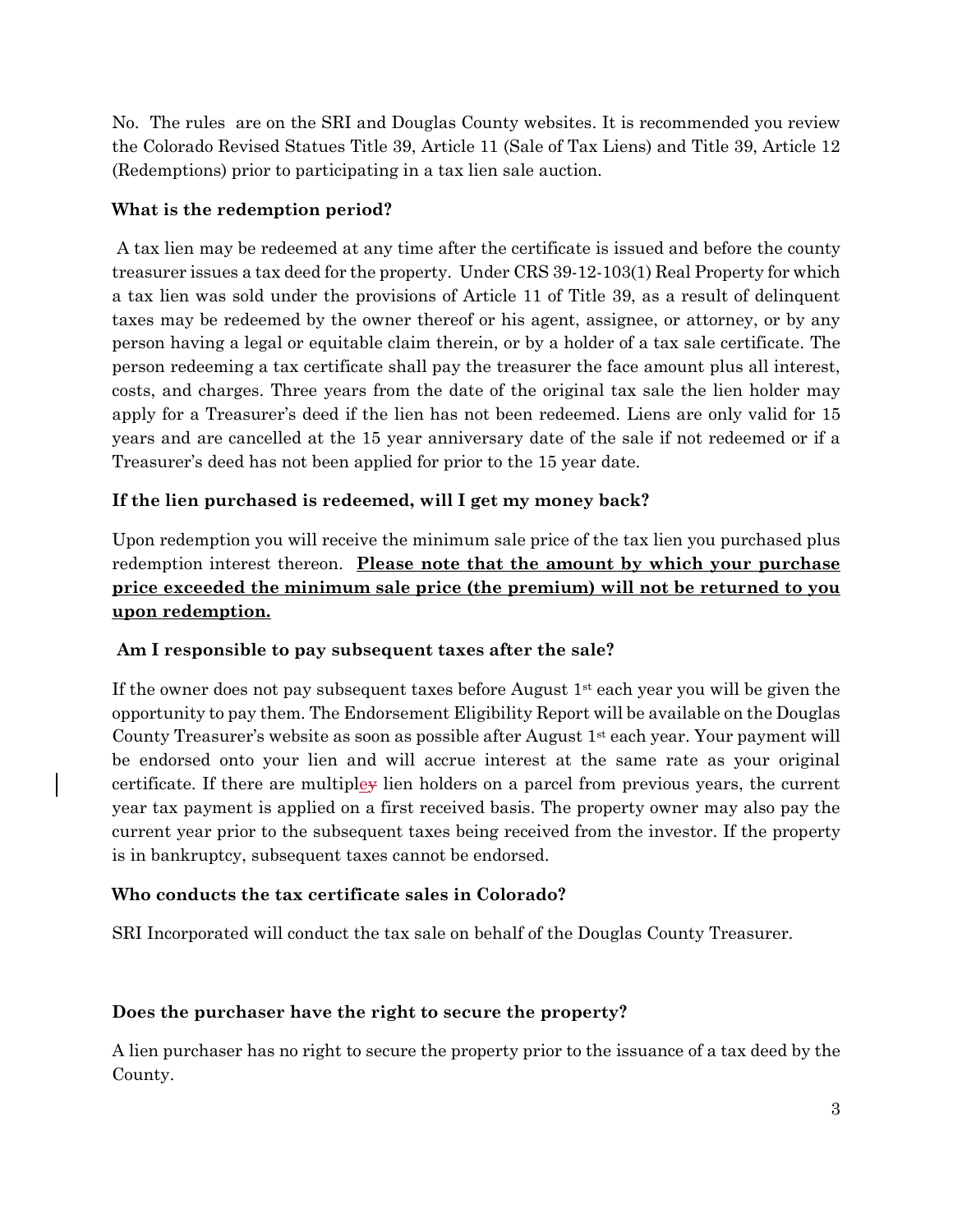No. The rules are on the SRI and Douglas County websites. It is recommended you review the Colorado Revised Statues Title 39, Article 11 (Sale of Tax Liens) and Title 39, Article 12 (Redemptions) prior to participating in a tax lien sale auction.

**What is the redemption period?**

A tax lien may be redeemed at any time after the certificate is issued and before the county treasurer issues a tax deed for the property. Under CRS 39-12-103(1) Real Property for which a tax lien was sold under the provisions of Article 11 of Title 39, as a result of delinquent taxes may be redeemed by the owner thereof or his agent, assignee, or attorney, or by any person having a legal or equitable claim therein, or by a holder of a tax sale certificate. The person redeeming a tax certificate shall pay the treasurer the face amount plus all interest, costs, and charges. Three years from the date of the original tax sale the lien holder may apply for a Treasurer's deed if the lien has not been redeemed. Liens are only valid for 15 years and are cancelled at the 15 year anniversary date of the sale if not redeemed or if a Treasurer's deed has not been applied for prior to the 15 year date.

**If the lien purchased is redeemed, will I get my money back?**

Upon redemption you will receive the minimum sale price of the tax lien you purchased plus redemption interest thereon. **<u>Please note that the amount by which your purchase price exceeded the minimum sale price (the premium) will not be returned to you upon redemption.</u>**

**Am I responsible to pay subsequent taxes after the sale?**

If the owner does not pay subsequent taxes before August 1st each year you will be given the opportunity to pay them. The Endorsement Eligibility Report will be available on the Douglas County Treasurer's website as soon as possible after August 1st each year. Your payment will be endorsed onto your lien and will accrue interest at the same rate as your original certificate. If there are multiple lien holders on a parcel from previous years, the current year tax payment is applied on a first received basis. The property owner may also pay the current year prior to the subsequent taxes being received from the investor. If the property is in bankruptcy, subsequent taxes cannot be endorsed.

**Who conducts the tax certificate sales in Colorado?**

SRI Incorporated will conduct the tax sale on behalf of the Douglas County Treasurer.

**Does the purchaser have the right to secure the property?**

A lien purchaser has no right to secure the property prior to the issuance of a tax deed by the County.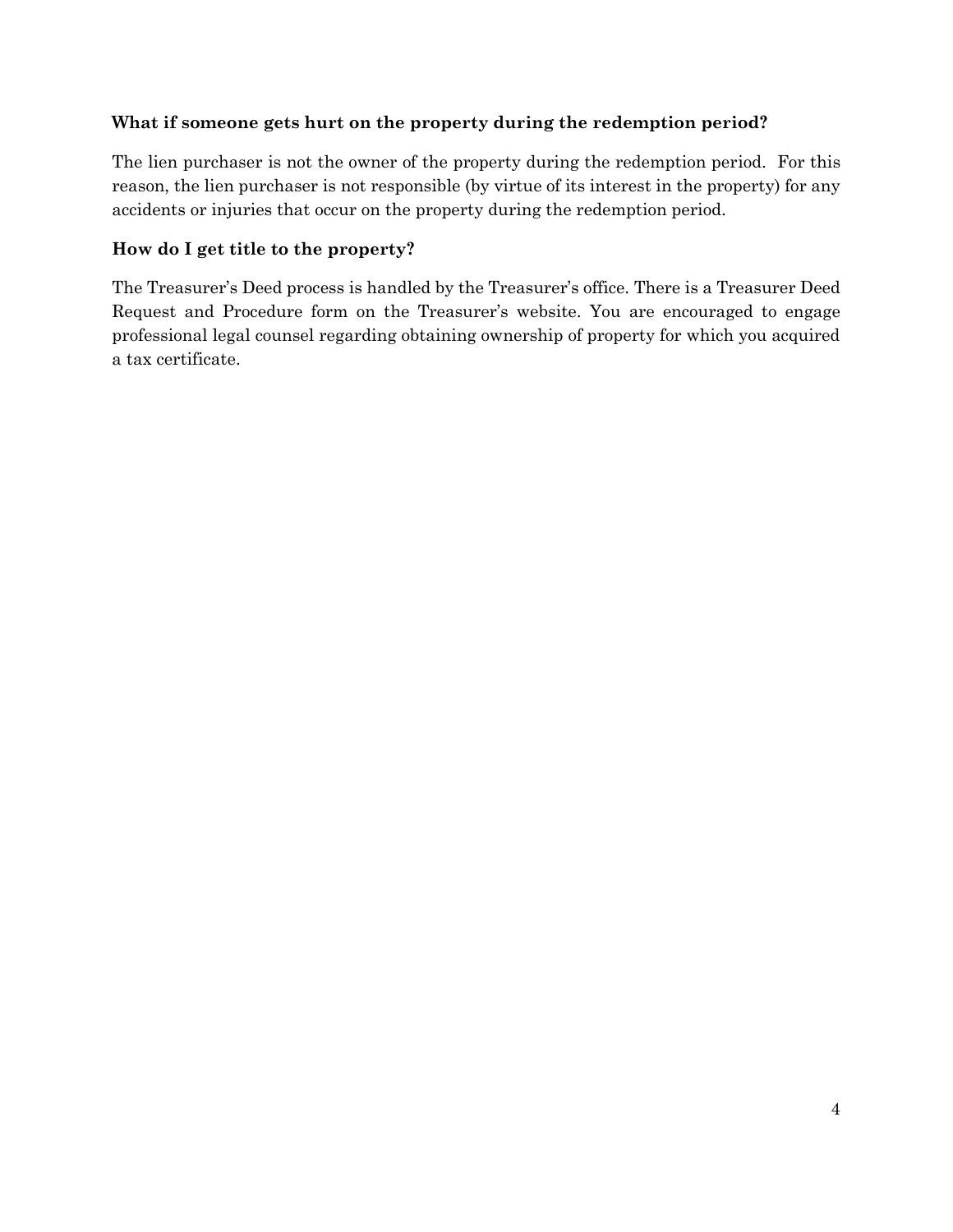### What if someone gets hurt on the property during the redemption period?

The lien purchaser is not the owner of the property during the redemption period. For this reason, the lien purchaser is not responsible (by virtue of its interest in the property) for any accidents or injuries that occur on the property during the redemption period.

### How do I get title to the property?

The Treasurer's Deed process is handled by the Treasurer's office. There is a Treasurer Deed Request and Procedure form on the Treasurer's website. You are encouraged to engage professional legal counsel regarding obtaining ownership of property for which you acquired a tax certificate.